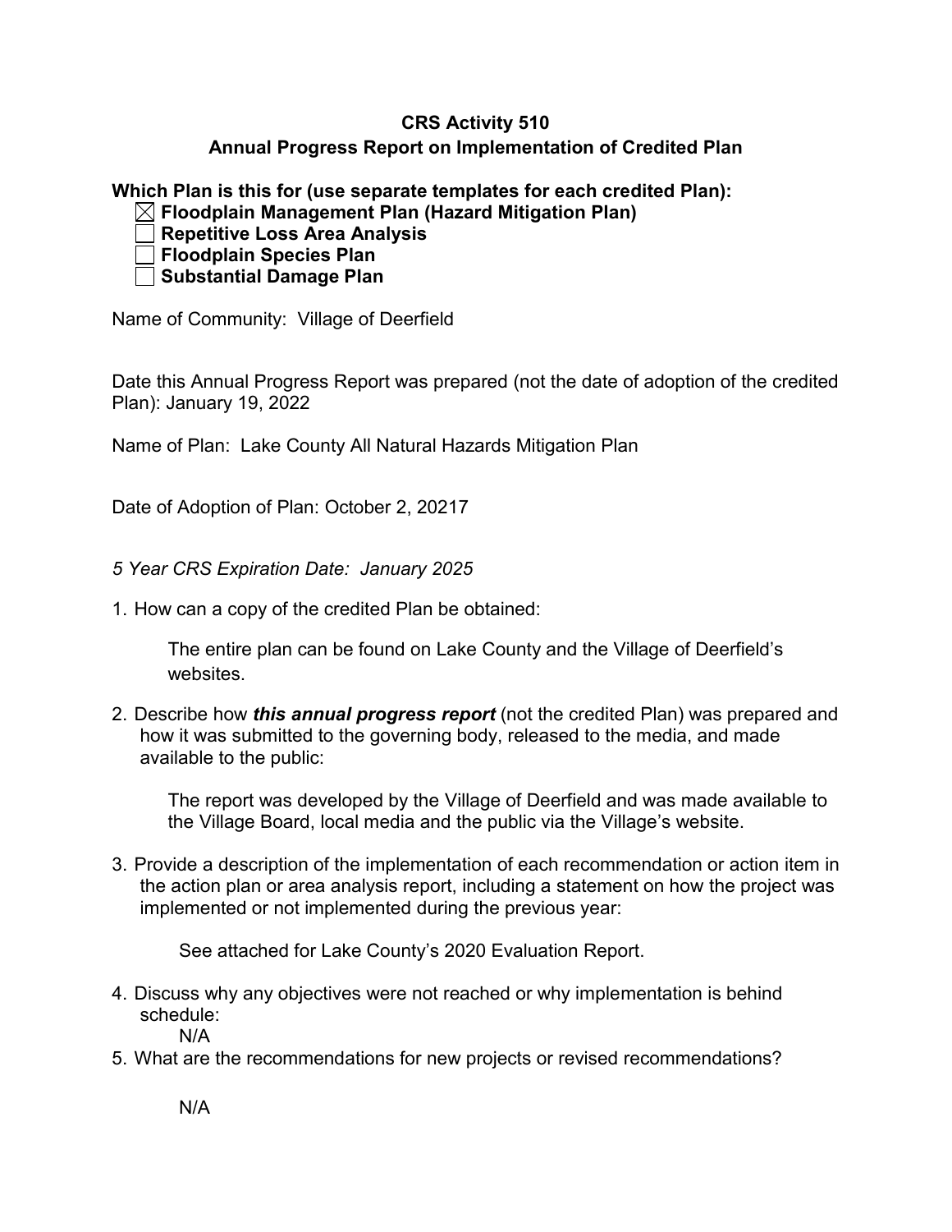# CRS Activity 510

## Annual Progress Report on Implementation of Credited Plan

**Which Plan is this for (use separate templates for each credited Plan):**

- ☒ **Floodplain Management Plan (Hazard Mitigation Plan)**
- ☐ **Repetitive Loss Area Analysis**
- ☐ **Floodplain Species Plan**
- ☐ **Substantial Damage Plan**

Name of Community: Village of Deerfield

Date this Annual Progress Report was prepared (not the date of adoption of the credited Plan): January 19, 2022

Name of Plan: Lake County All Natural Hazards Mitigation Plan

Date of Adoption of Plan: October 2, 20217

*5 Year CRS Expiration Date: January 2025*

1. How can a copy of the credited Plan be obtained:

   The entire plan can be found on Lake County and the Village of Deerfield's websites.

2. Describe how ***this annual progress report*** (not the credited Plan) was prepared and how it was submitted to the governing body, released to the media, and made available to the public:

   The report was developed by the Village of Deerfield and was made available to the Village Board, local media and the public via the Village's website.

3. Provide a description of the implementation of each recommendation or action item in the action plan or area analysis report, including a statement on how the project was implemented or not implemented during the previous year:

   See attached for Lake County's 2020 Evaluation Report.

4. Discuss why any objectives were not reached or why implementation is behind schedule:

   N/A

5. What are the recommendations for new projects or revised recommendations?

   N/A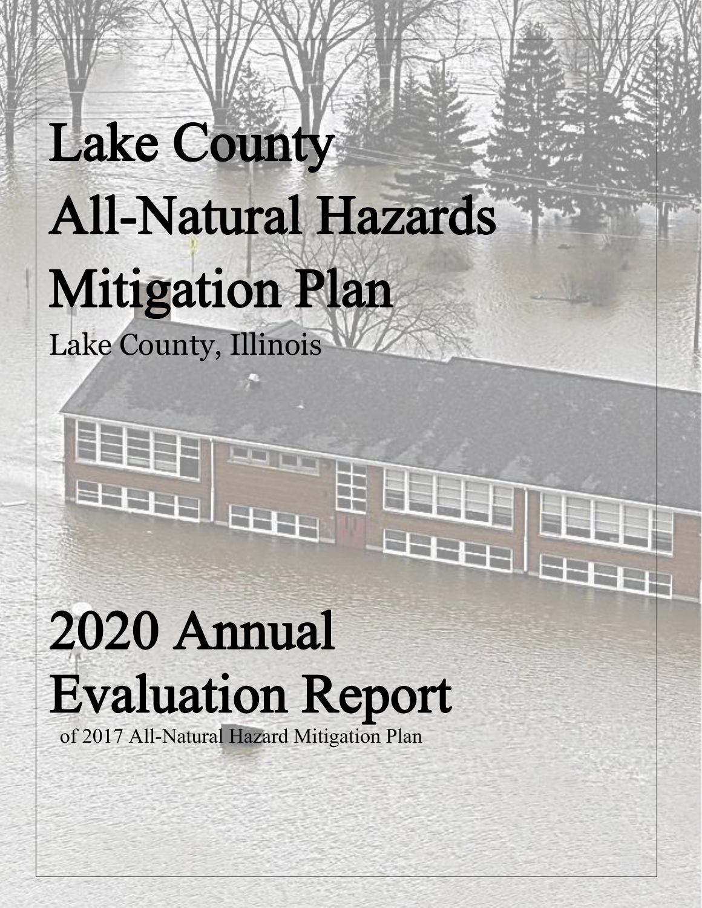# Lake County All-Natural Hazards Mitigation Plan

Lake County, Illinois

# 2020 Annual Evaluation Report

of 2017 All-Natural Hazard Mitigation Plan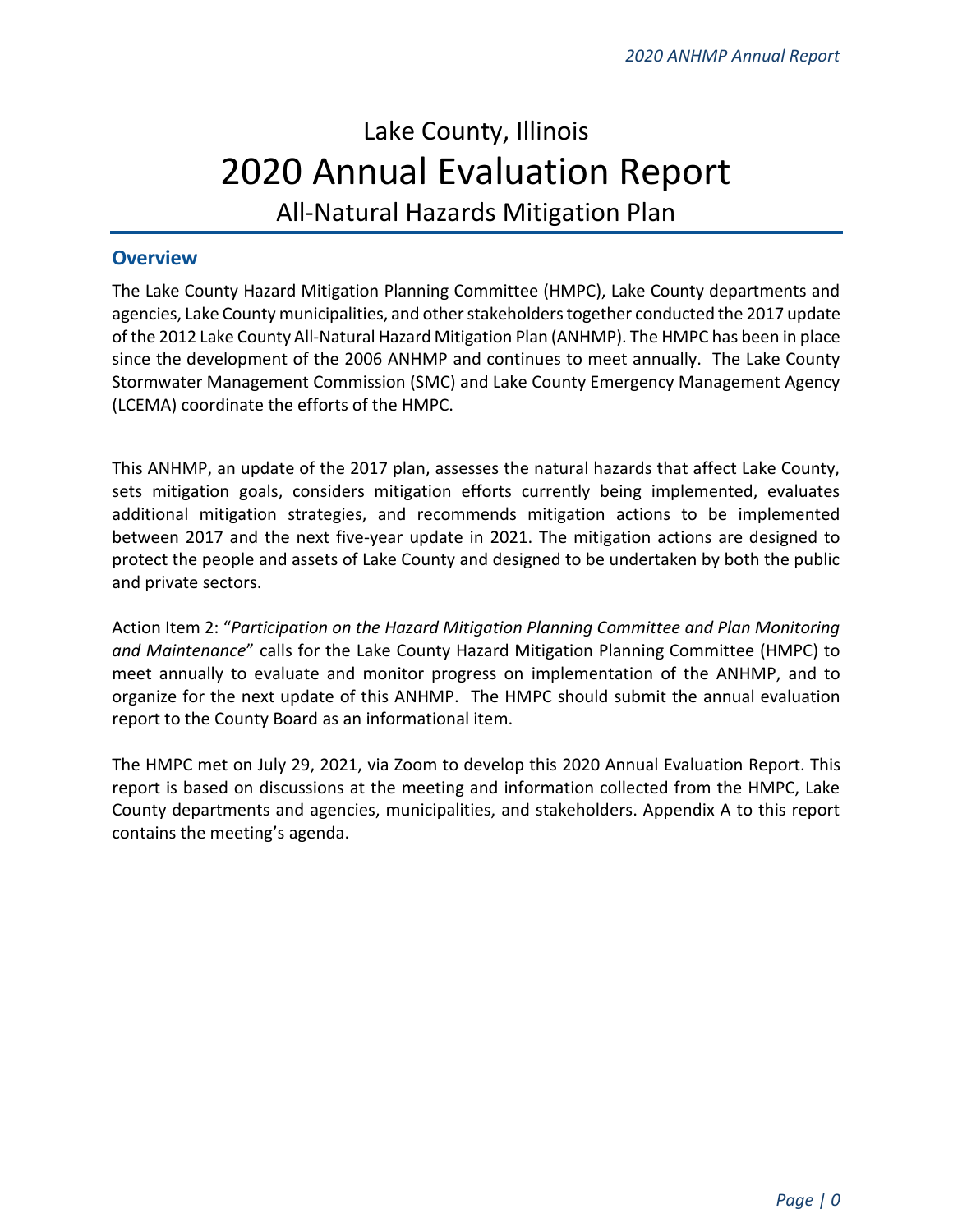# Lake County, Illinois
# 2020 Annual Evaluation Report
## All-Natural Hazards Mitigation Plan

### Overview

The Lake County Hazard Mitigation Planning Committee (HMPC), Lake County departments and agencies, Lake County municipalities, and other stakeholders together conducted the 2017 update of the 2012 Lake County All-Natural Hazard Mitigation Plan (ANHMP). The HMPC has been in place since the development of the 2006 ANHMP and continues to meet annually. The Lake County Stormwater Management Commission (SMC) and Lake County Emergency Management Agency (LCEMA) coordinate the efforts of the HMPC.

This ANHMP, an update of the 2017 plan, assesses the natural hazards that affect Lake County, sets mitigation goals, considers mitigation efforts currently being implemented, evaluates additional mitigation strategies, and recommends mitigation actions to be implemented between 2017 and the next five-year update in 2021. The mitigation actions are designed to protect the people and assets of Lake County and designed to be undertaken by both the public and private sectors.

Action Item 2: "*Participation on the Hazard Mitigation Planning Committee and Plan Monitoring and Maintenance*" calls for the Lake County Hazard Mitigation Planning Committee (HMPC) to meet annually to evaluate and monitor progress on implementation of the ANHMP, and to organize for the next update of this ANHMP. The HMPC should submit the annual evaluation report to the County Board as an informational item.

The HMPC met on July 29, 2021, via Zoom to develop this 2020 Annual Evaluation Report. This report is based on discussions at the meeting and information collected from the HMPC, Lake County departments and agencies, municipalities, and stakeholders. Appendix A to this report contains the meeting's agenda.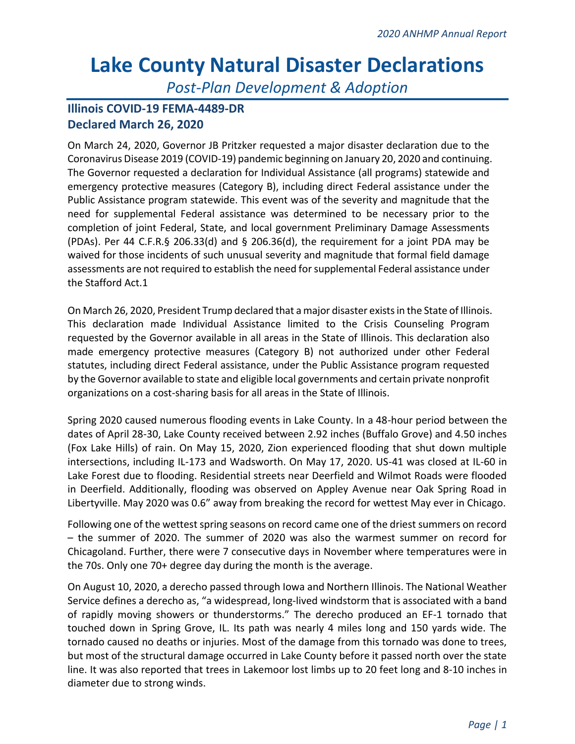# Lake County Natural Disaster Declarations

*Post-Plan Development & Adoption*

## Illinois COVID-19 FEMA-4489-DR
## Declared March 26, 2020

On March 24, 2020, Governor JB Pritzker requested a major disaster declaration due to the Coronavirus Disease 2019 (COVID-19) pandemic beginning on January 20, 2020 and continuing. The Governor requested a declaration for Individual Assistance (all programs) statewide and emergency protective measures (Category B), including direct Federal assistance under the Public Assistance program statewide. This event was of the severity and magnitude that the need for supplemental Federal assistance was determined to be necessary prior to the completion of joint Federal, State, and local government Preliminary Damage Assessments (PDAs). Per 44 C.F.R.§ 206.33(d) and § 206.36(d), the requirement for a joint PDA may be waived for those incidents of such unusual severity and magnitude that formal field damage assessments are not required to establish the need for supplemental Federal assistance under the Stafford Act.1

On March 26, 2020, President Trump declared that a major disaster exists in the State of Illinois. This declaration made Individual Assistance limited to the Crisis Counseling Program requested by the Governor available in all areas in the State of Illinois. This declaration also made emergency protective measures (Category B) not authorized under other Federal statutes, including direct Federal assistance, under the Public Assistance program requested by the Governor available to state and eligible local governments and certain private nonprofit organizations on a cost-sharing basis for all areas in the State of Illinois.

Spring 2020 caused numerous flooding events in Lake County. In a 48-hour period between the dates of April 28-30, Lake County received between 2.92 inches (Buffalo Grove) and 4.50 inches (Fox Lake Hills) of rain. On May 15, 2020, Zion experienced flooding that shut down multiple intersections, including IL-173 and Wadsworth. On May 17, 2020. US-41 was closed at IL-60 in Lake Forest due to flooding. Residential streets near Deerfield and Wilmot Roads were flooded in Deerfield. Additionally, flooding was observed on Appley Avenue near Oak Spring Road in Libertyville. May 2020 was 0.6" away from breaking the record for wettest May ever in Chicago.

Following one of the wettest spring seasons on record came one of the driest summers on record – the summer of 2020. The summer of 2020 was also the warmest summer on record for Chicagoland. Further, there were 7 consecutive days in November where temperatures were in the 70s. Only one 70+ degree day during the month is the average.

On August 10, 2020, a derecho passed through Iowa and Northern Illinois. The National Weather Service defines a derecho as, "a widespread, long-lived windstorm that is associated with a band of rapidly moving showers or thunderstorms." The derecho produced an EF-1 tornado that touched down in Spring Grove, IL. Its path was nearly 4 miles long and 150 yards wide. The tornado caused no deaths or injuries. Most of the damage from this tornado was done to trees, but most of the structural damage occurred in Lake County before it passed north over the state line. It was also reported that trees in Lakemoor lost limbs up to 20 feet long and 8-10 inches in diameter due to strong winds.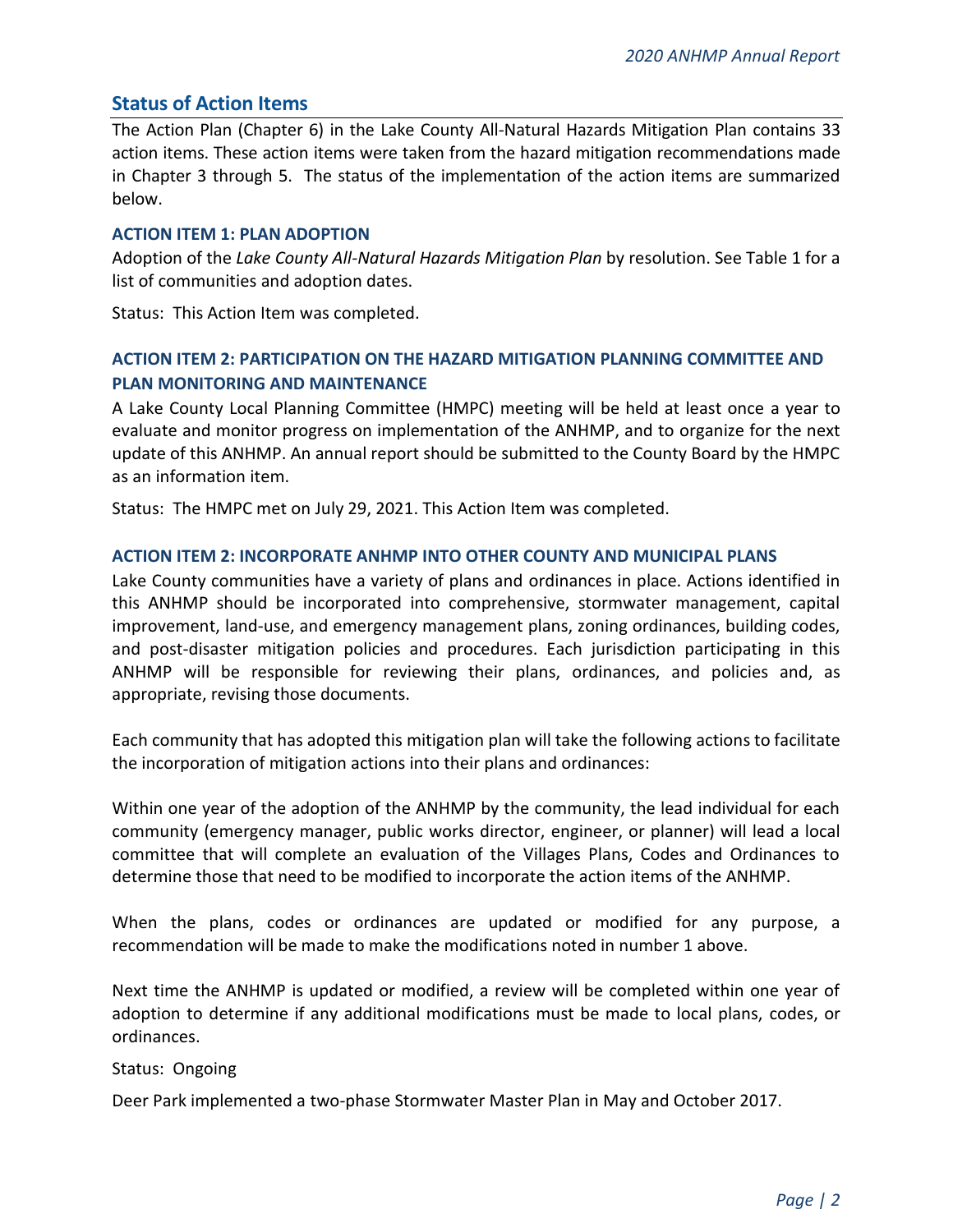## Status of Action Items

The Action Plan (Chapter 6) in the Lake County All-Natural Hazards Mitigation Plan contains 33 action items. These action items were taken from the hazard mitigation recommendations made in Chapter 3 through 5. The status of the implementation of the action items are summarized below.

### ACTION ITEM 1: PLAN ADOPTION

Adoption of the *Lake County All-Natural Hazards Mitigation Plan* by resolution. See Table 1 for a list of communities and adoption dates.

Status: This Action Item was completed.

### ACTION ITEM 2: PARTICIPATION ON THE HAZARD MITIGATION PLANNING COMMITTEE AND PLAN MONITORING AND MAINTENANCE

A Lake County Local Planning Committee (HMPC) meeting will be held at least once a year to evaluate and monitor progress on implementation of the ANHMP, and to organize for the next update of this ANHMP. An annual report should be submitted to the County Board by the HMPC as an information item.

Status: The HMPC met on July 29, 2021. This Action Item was completed.

### ACTION ITEM 2: INCORPORATE ANHMP INTO OTHER COUNTY AND MUNICIPAL PLANS

Lake County communities have a variety of plans and ordinances in place. Actions identified in this ANHMP should be incorporated into comprehensive, stormwater management, capital improvement, land-use, and emergency management plans, zoning ordinances, building codes, and post-disaster mitigation policies and procedures. Each jurisdiction participating in this ANHMP will be responsible for reviewing their plans, ordinances, and policies and, as appropriate, revising those documents.

Each community that has adopted this mitigation plan will take the following actions to facilitate the incorporation of mitigation actions into their plans and ordinances:

Within one year of the adoption of the ANHMP by the community, the lead individual for each community (emergency manager, public works director, engineer, or planner) will lead a local committee that will complete an evaluation of the Villages Plans, Codes and Ordinances to determine those that need to be modified to incorporate the action items of the ANHMP.

When the plans, codes or ordinances are updated or modified for any purpose, a recommendation will be made to make the modifications noted in number 1 above.

Next time the ANHMP is updated or modified, a review will be completed within one year of adoption to determine if any additional modifications must be made to local plans, codes, or ordinances.

Status: Ongoing

Deer Park implemented a two-phase Stormwater Master Plan in May and October 2017.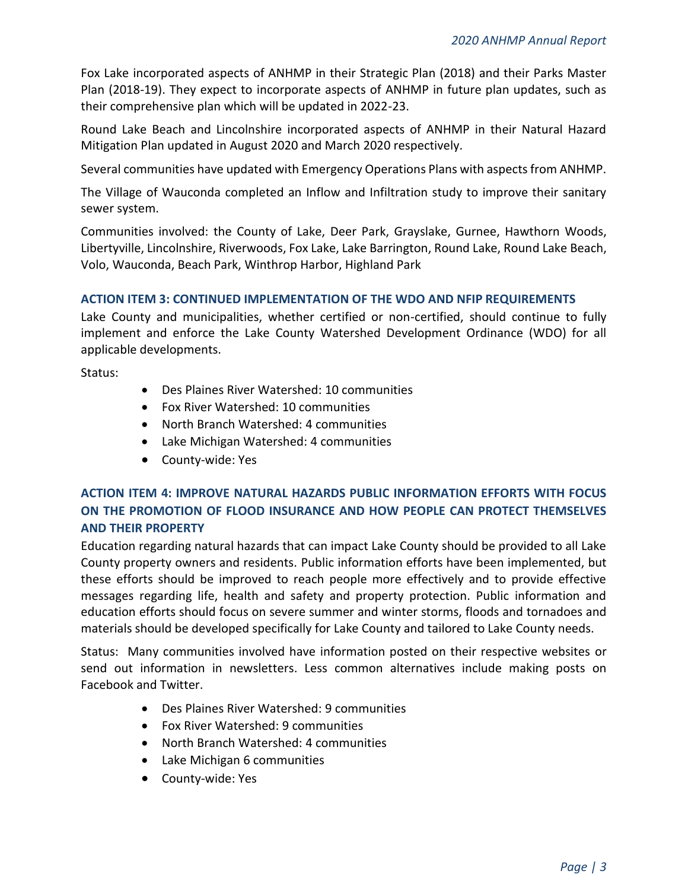Fox Lake incorporated aspects of ANHMP in their Strategic Plan (2018) and their Parks Master Plan (2018-19). They expect to incorporate aspects of ANHMP in future plan updates, such as their comprehensive plan which will be updated in 2022-23.

Round Lake Beach and Lincolnshire incorporated aspects of ANHMP in their Natural Hazard Mitigation Plan updated in August 2020 and March 2020 respectively.

Several communities have updated with Emergency Operations Plans with aspects from ANHMP.

The Village of Wauconda completed an Inflow and Infiltration study to improve their sanitary sewer system.

Communities involved: the County of Lake, Deer Park, Grayslake, Gurnee, Hawthorn Woods, Libertyville, Lincolnshire, Riverwoods, Fox Lake, Lake Barrington, Round Lake, Round Lake Beach, Volo, Wauconda, Beach Park, Winthrop Harbor, Highland Park

### ACTION ITEM 3: CONTINUED IMPLEMENTATION OF THE WDO AND NFIP REQUIREMENTS

Lake County and municipalities, whether certified or non-certified, should continue to fully implement and enforce the Lake County Watershed Development Ordinance (WDO) for all applicable developments.

Status:

- Des Plaines River Watershed: 10 communities
- Fox River Watershed: 10 communities
- North Branch Watershed: 4 communities
- Lake Michigan Watershed: 4 communities
- County-wide: Yes

### ACTION ITEM 4: IMPROVE NATURAL HAZARDS PUBLIC INFORMATION EFFORTS WITH FOCUS ON THE PROMOTION OF FLOOD INSURANCE AND HOW PEOPLE CAN PROTECT THEMSELVES AND THEIR PROPERTY

Education regarding natural hazards that can impact Lake County should be provided to all Lake County property owners and residents. Public information efforts have been implemented, but these efforts should be improved to reach people more effectively and to provide effective messages regarding life, health and safety and property protection. Public information and education efforts should focus on severe summer and winter storms, floods and tornadoes and materials should be developed specifically for Lake County and tailored to Lake County needs.

Status: Many communities involved have information posted on their respective websites or send out information in newsletters. Less common alternatives include making posts on Facebook and Twitter.

- Des Plaines River Watershed: 9 communities
- Fox River Watershed: 9 communities
- North Branch Watershed: 4 communities
- Lake Michigan 6 communities
- County-wide: Yes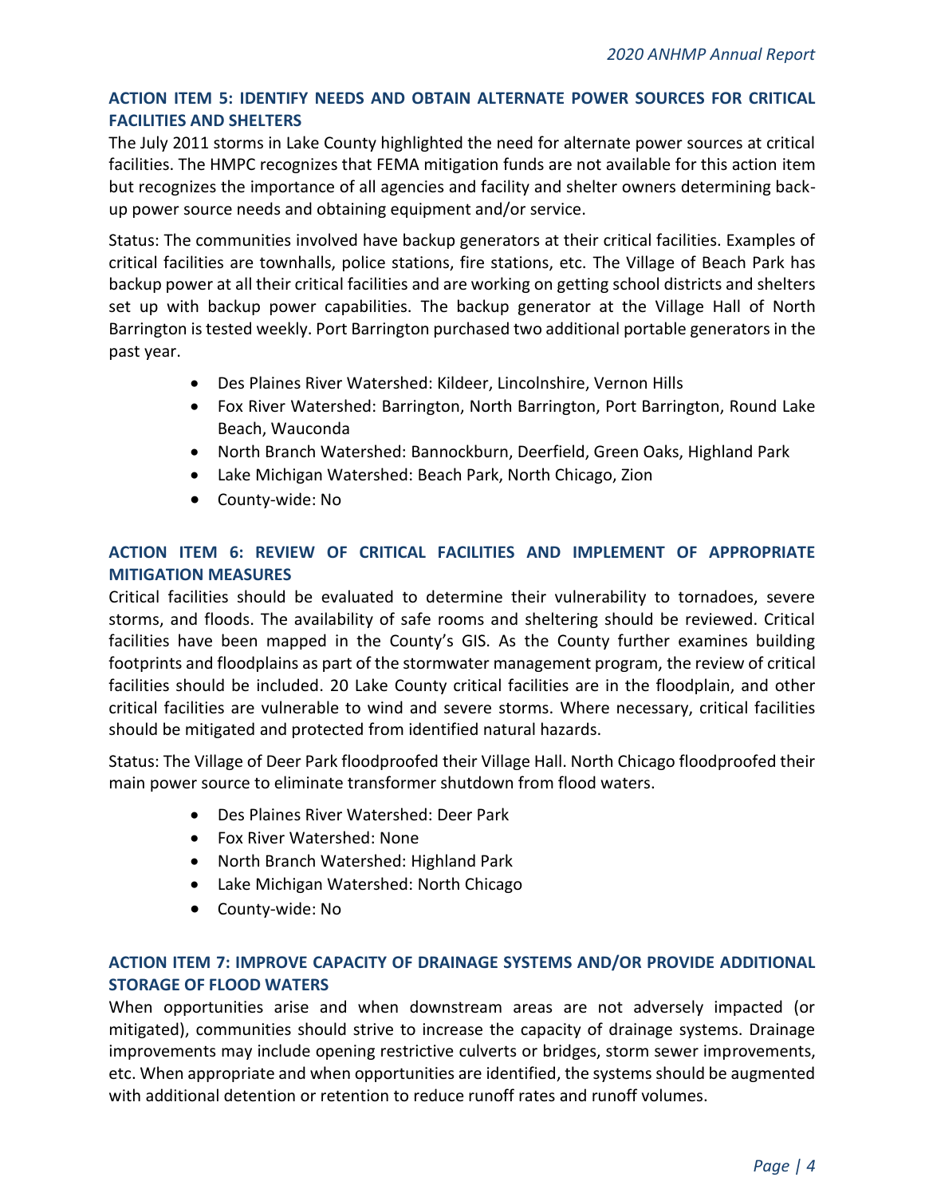### ACTION ITEM 5: IDENTIFY NEEDS AND OBTAIN ALTERNATE POWER SOURCES FOR CRITICAL FACILITIES AND SHELTERS

The July 2011 storms in Lake County highlighted the need for alternate power sources at critical facilities. The HMPC recognizes that FEMA mitigation funds are not available for this action item but recognizes the importance of all agencies and facility and shelter owners determining back-up power source needs and obtaining equipment and/or service.

Status: The communities involved have backup generators at their critical facilities. Examples of critical facilities are townhalls, police stations, fire stations, etc. The Village of Beach Park has backup power at all their critical facilities and are working on getting school districts and shelters set up with backup power capabilities. The backup generator at the Village Hall of North Barrington is tested weekly. Port Barrington purchased two additional portable generators in the past year.

- Des Plaines River Watershed: Kildeer, Lincolnshire, Vernon Hills
- Fox River Watershed: Barrington, North Barrington, Port Barrington, Round Lake Beach, Wauconda
- North Branch Watershed: Bannockburn, Deerfield, Green Oaks, Highland Park
- Lake Michigan Watershed: Beach Park, North Chicago, Zion
- County-wide: No

### ACTION ITEM 6: REVIEW OF CRITICAL FACILITIES AND IMPLEMENT OF APPROPRIATE MITIGATION MEASURES

Critical facilities should be evaluated to determine their vulnerability to tornadoes, severe storms, and floods. The availability of safe rooms and sheltering should be reviewed. Critical facilities have been mapped in the County's GIS. As the County further examines building footprints and floodplains as part of the stormwater management program, the review of critical facilities should be included. 20 Lake County critical facilities are in the floodplain, and other critical facilities are vulnerable to wind and severe storms. Where necessary, critical facilities should be mitigated and protected from identified natural hazards.

Status: The Village of Deer Park floodproofed their Village Hall. North Chicago floodproofed their main power source to eliminate transformer shutdown from flood waters.

- Des Plaines River Watershed: Deer Park
- Fox River Watershed: None
- North Branch Watershed: Highland Park
- Lake Michigan Watershed: North Chicago
- County-wide: No

### ACTION ITEM 7: IMPROVE CAPACITY OF DRAINAGE SYSTEMS AND/OR PROVIDE ADDITIONAL STORAGE OF FLOOD WATERS

When opportunities arise and when downstream areas are not adversely impacted (or mitigated), communities should strive to increase the capacity of drainage systems. Drainage improvements may include opening restrictive culverts or bridges, storm sewer improvements, etc. When appropriate and when opportunities are identified, the systems should be augmented with additional detention or retention to reduce runoff rates and runoff volumes.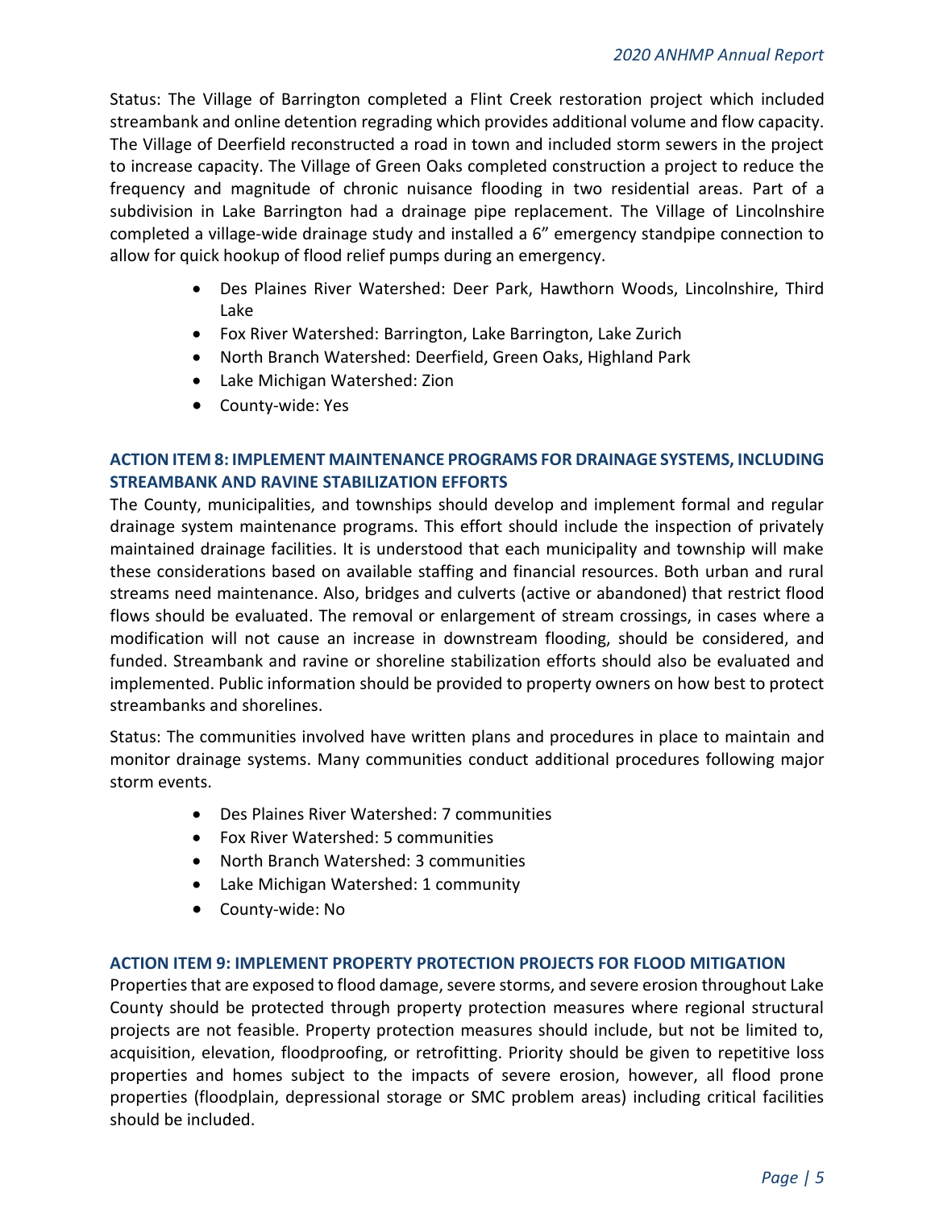Status: The Village of Barrington completed a Flint Creek restoration project which included streambank and online detention regrading which provides additional volume and flow capacity. The Village of Deerfield reconstructed a road in town and included storm sewers in the project to increase capacity. The Village of Green Oaks completed construction a project to reduce the frequency and magnitude of chronic nuisance flooding in two residential areas. Part of a subdivision in Lake Barrington had a drainage pipe replacement. The Village of Lincolnshire completed a village-wide drainage study and installed a 6” emergency standpipe connection to allow for quick hookup of flood relief pumps during an emergency.

- Des Plaines River Watershed: Deer Park, Hawthorn Woods, Lincolnshire, Third Lake
- Fox River Watershed: Barrington, Lake Barrington, Lake Zurich
- North Branch Watershed: Deerfield, Green Oaks, Highland Park
- Lake Michigan Watershed: Zion
- County-wide: Yes

### ACTION ITEM 8: IMPLEMENT MAINTENANCE PROGRAMS FOR DRAINAGE SYSTEMS, INCLUDING STREAMBANK AND RAVINE STABILIZATION EFFORTS

The County, municipalities, and townships should develop and implement formal and regular drainage system maintenance programs. This effort should include the inspection of privately maintained drainage facilities. It is understood that each municipality and township will make these considerations based on available staffing and financial resources. Both urban and rural streams need maintenance. Also, bridges and culverts (active or abandoned) that restrict flood flows should be evaluated. The removal or enlargement of stream crossings, in cases where a modification will not cause an increase in downstream flooding, should be considered, and funded. Streambank and ravine or shoreline stabilization efforts should also be evaluated and implemented. Public information should be provided to property owners on how best to protect streambanks and shorelines.

Status: The communities involved have written plans and procedures in place to maintain and monitor drainage systems. Many communities conduct additional procedures following major storm events.

- Des Plaines River Watershed: 7 communities
- Fox River Watershed: 5 communities
- North Branch Watershed: 3 communities
- Lake Michigan Watershed: 1 community
- County-wide: No

### ACTION ITEM 9: IMPLEMENT PROPERTY PROTECTION PROJECTS FOR FLOOD MITIGATION

Properties that are exposed to flood damage, severe storms, and severe erosion throughout Lake County should be protected through property protection measures where regional structural projects are not feasible. Property protection measures should include, but not be limited to, acquisition, elevation, floodproofing, or retrofitting. Priority should be given to repetitive loss properties and homes subject to the impacts of severe erosion, however, all flood prone properties (floodplain, depressional storage or SMC problem areas) including critical facilities should be included.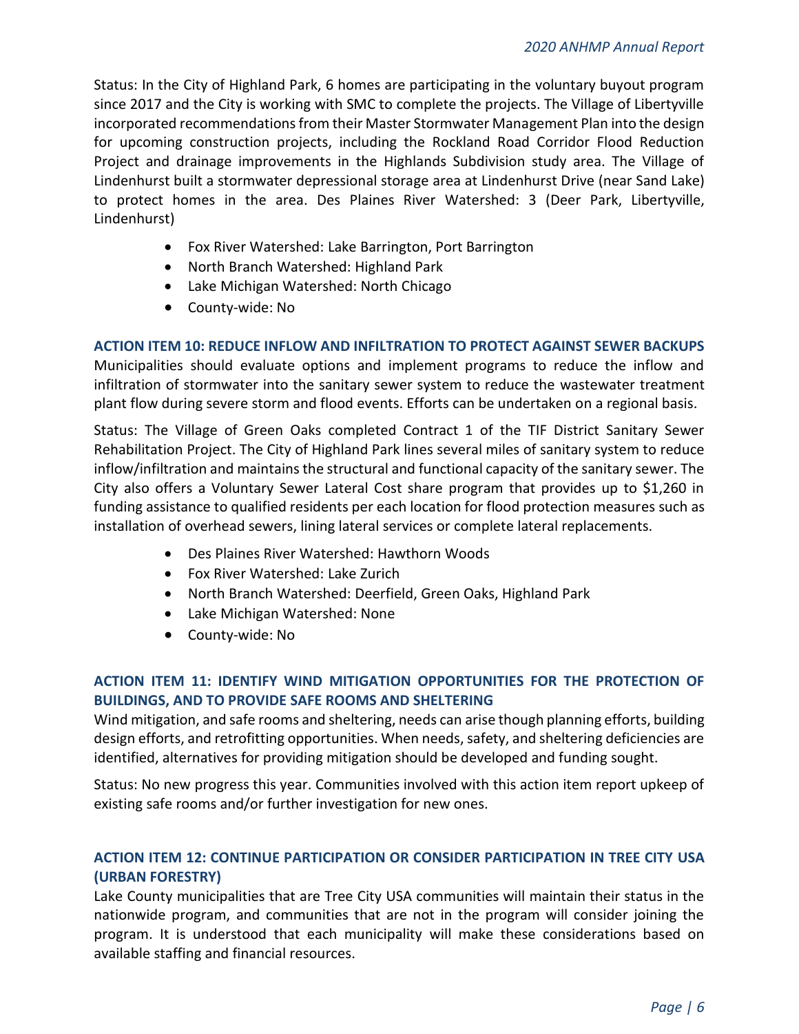Status: In the City of Highland Park, 6 homes are participating in the voluntary buyout program since 2017 and the City is working with SMC to complete the projects. The Village of Libertyville incorporated recommendations from their Master Stormwater Management Plan into the design for upcoming construction projects, including the Rockland Road Corridor Flood Reduction Project and drainage improvements in the Highlands Subdivision study area. The Village of Lindenhurst built a stormwater depressional storage area at Lindenhurst Drive (near Sand Lake) to protect homes in the area. Des Plaines River Watershed: 3 (Deer Park, Libertyville, Lindenhurst)

- Fox River Watershed: Lake Barrington, Port Barrington
- North Branch Watershed: Highland Park
- Lake Michigan Watershed: North Chicago
- County-wide: No

### ACTION ITEM 10: REDUCE INFLOW AND INFILTRATION TO PROTECT AGAINST SEWER BACKUPS

Municipalities should evaluate options and implement programs to reduce the inflow and infiltration of stormwater into the sanitary sewer system to reduce the wastewater treatment plant flow during severe storm and flood events. Efforts can be undertaken on a regional basis.

Status: The Village of Green Oaks completed Contract 1 of the TIF District Sanitary Sewer Rehabilitation Project. The City of Highland Park lines several miles of sanitary system to reduce inflow/infiltration and maintains the structural and functional capacity of the sanitary sewer. The City also offers a Voluntary Sewer Lateral Cost share program that provides up to $1,260 in funding assistance to qualified residents per each location for flood protection measures such as installation of overhead sewers, lining lateral services or complete lateral replacements.

- Des Plaines River Watershed: Hawthorn Woods
- Fox River Watershed: Lake Zurich
- North Branch Watershed: Deerfield, Green Oaks, Highland Park
- Lake Michigan Watershed: None
- County-wide: No

### ACTION ITEM 11: IDENTIFY WIND MITIGATION OPPORTUNITIES FOR THE PROTECTION OF BUILDINGS, AND TO PROVIDE SAFE ROOMS AND SHELTERING

Wind mitigation, and safe rooms and sheltering, needs can arise though planning efforts, building design efforts, and retrofitting opportunities. When needs, safety, and sheltering deficiencies are identified, alternatives for providing mitigation should be developed and funding sought.

Status: No new progress this year. Communities involved with this action item report upkeep of existing safe rooms and/or further investigation for new ones.

### ACTION ITEM 12: CONTINUE PARTICIPATION OR CONSIDER PARTICIPATION IN TREE CITY USA (URBAN FORESTRY)

Lake County municipalities that are Tree City USA communities will maintain their status in the nationwide program, and communities that are not in the program will consider joining the program. It is understood that each municipality will make these considerations based on available staffing and financial resources.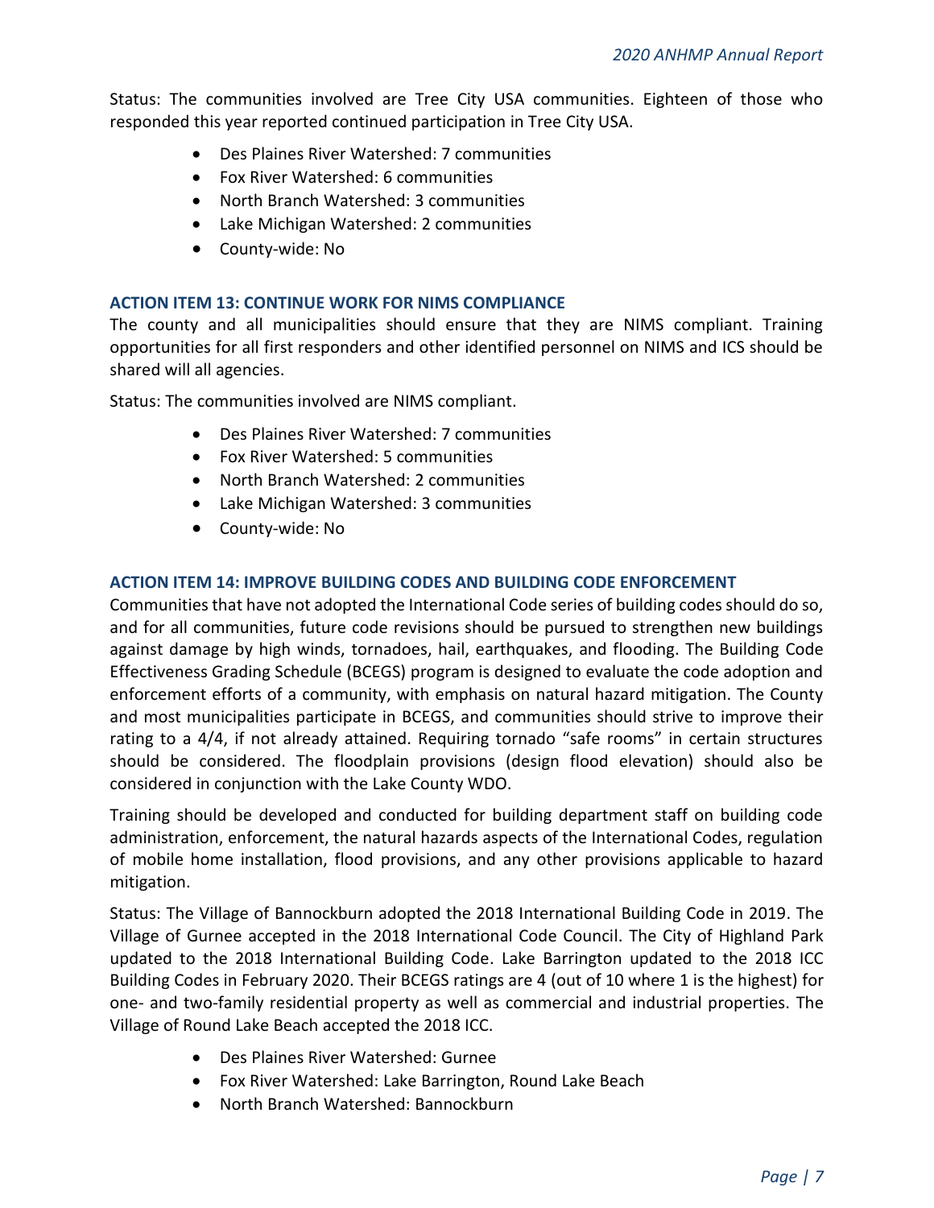Status: The communities involved are Tree City USA communities. Eighteen of those who responded this year reported continued participation in Tree City USA.

- Des Plaines River Watershed: 7 communities
- Fox River Watershed: 6 communities
- North Branch Watershed: 3 communities
- Lake Michigan Watershed: 2 communities
- County-wide: No

### ACTION ITEM 13: CONTINUE WORK FOR NIMS COMPLIANCE

The county and all municipalities should ensure that they are NIMS compliant. Training opportunities for all first responders and other identified personnel on NIMS and ICS should be shared will all agencies.

Status: The communities involved are NIMS compliant.

- Des Plaines River Watershed: 7 communities
- Fox River Watershed: 5 communities
- North Branch Watershed: 2 communities
- Lake Michigan Watershed: 3 communities
- County-wide: No

### ACTION ITEM 14: IMPROVE BUILDING CODES AND BUILDING CODE ENFORCEMENT

Communities that have not adopted the International Code series of building codes should do so, and for all communities, future code revisions should be pursued to strengthen new buildings against damage by high winds, tornadoes, hail, earthquakes, and flooding. The Building Code Effectiveness Grading Schedule (BCEGS) program is designed to evaluate the code adoption and enforcement efforts of a community, with emphasis on natural hazard mitigation. The County and most municipalities participate in BCEGS, and communities should strive to improve their rating to a 4/4, if not already attained. Requiring tornado "safe rooms" in certain structures should be considered. The floodplain provisions (design flood elevation) should also be considered in conjunction with the Lake County WDO.

Training should be developed and conducted for building department staff on building code administration, enforcement, the natural hazards aspects of the International Codes, regulation of mobile home installation, flood provisions, and any other provisions applicable to hazard mitigation.

Status: The Village of Bannockburn adopted the 2018 International Building Code in 2019. The Village of Gurnee accepted in the 2018 International Code Council. The City of Highland Park updated to the 2018 International Building Code. Lake Barrington updated to the 2018 ICC Building Codes in February 2020. Their BCEGS ratings are 4 (out of 10 where 1 is the highest) for one- and two-family residential property as well as commercial and industrial properties. The Village of Round Lake Beach accepted the 2018 ICC.

- Des Plaines River Watershed: Gurnee
- Fox River Watershed: Lake Barrington, Round Lake Beach
- North Branch Watershed: Bannockburn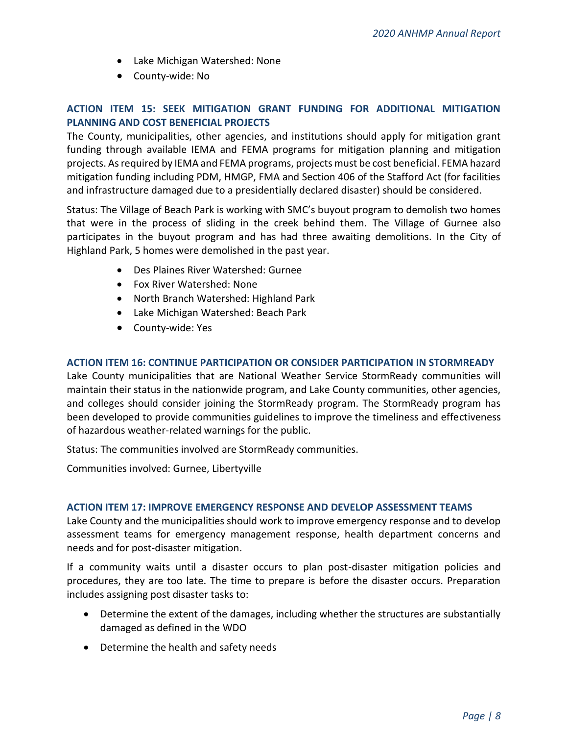- Lake Michigan Watershed: None
- County-wide: No

### ACTION ITEM 15: SEEK MITIGATION GRANT FUNDING FOR ADDITIONAL MITIGATION PLANNING AND COST BENEFICIAL PROJECTS

The County, municipalities, other agencies, and institutions should apply for mitigation grant funding through available IEMA and FEMA programs for mitigation planning and mitigation projects. As required by IEMA and FEMA programs, projects must be cost beneficial. FEMA hazard mitigation funding including PDM, HMGP, FMA and Section 406 of the Stafford Act (for facilities and infrastructure damaged due to a presidentially declared disaster) should be considered.

Status: The Village of Beach Park is working with SMC's buyout program to demolish two homes that were in the process of sliding in the creek behind them. The Village of Gurnee also participates in the buyout program and has had three awaiting demolitions. In the City of Highland Park, 5 homes were demolished in the past year.

- Des Plaines River Watershed: Gurnee
- Fox River Watershed: None
- North Branch Watershed: Highland Park
- Lake Michigan Watershed: Beach Park
- County-wide: Yes

### ACTION ITEM 16: CONTINUE PARTICIPATION OR CONSIDER PARTICIPATION IN STORMREADY

Lake County municipalities that are National Weather Service StormReady communities will maintain their status in the nationwide program, and Lake County communities, other agencies, and colleges should consider joining the StormReady program. The StormReady program has been developed to provide communities guidelines to improve the timeliness and effectiveness of hazardous weather-related warnings for the public.

Status: The communities involved are StormReady communities.

Communities involved: Gurnee, Libertyville

### ACTION ITEM 17: IMPROVE EMERGENCY RESPONSE AND DEVELOP ASSESSMENT TEAMS

Lake County and the municipalities should work to improve emergency response and to develop assessment teams for emergency management response, health department concerns and needs and for post-disaster mitigation.

If a community waits until a disaster occurs to plan post-disaster mitigation policies and procedures, they are too late. The time to prepare is before the disaster occurs. Preparation includes assigning post disaster tasks to:

- Determine the extent of the damages, including whether the structures are substantially damaged as defined in the WDO
- Determine the health and safety needs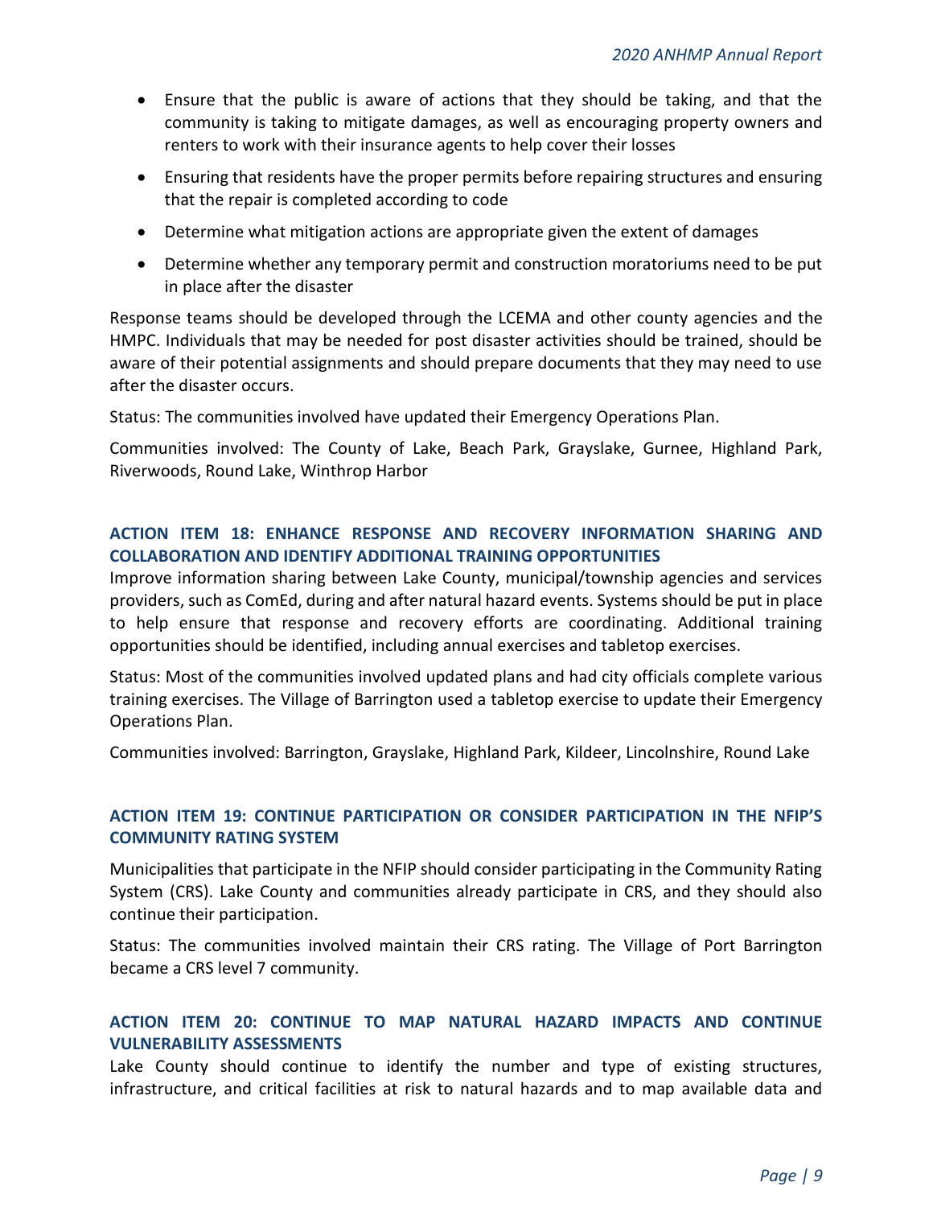- Ensure that the public is aware of actions that they should be taking, and that the community is taking to mitigate damages, as well as encouraging property owners and renters to work with their insurance agents to help cover their losses
- Ensuring that residents have the proper permits before repairing structures and ensuring that the repair is completed according to code
- Determine what mitigation actions are appropriate given the extent of damages
- Determine whether any temporary permit and construction moratoriums need to be put in place after the disaster

Response teams should be developed through the LCEMA and other county agencies and the HMPC. Individuals that may be needed for post disaster activities should be trained, should be aware of their potential assignments and should prepare documents that they may need to use after the disaster occurs.

Status: The communities involved have updated their Emergency Operations Plan.

Communities involved: The County of Lake, Beach Park, Grayslake, Gurnee, Highland Park, Riverwoods, Round Lake, Winthrop Harbor

### ACTION ITEM 18: ENHANCE RESPONSE AND RECOVERY INFORMATION SHARING AND COLLABORATION AND IDENTIFY ADDITIONAL TRAINING OPPORTUNITIES

Improve information sharing between Lake County, municipal/township agencies and services providers, such as ComEd, during and after natural hazard events. Systems should be put in place to help ensure that response and recovery efforts are coordinating. Additional training opportunities should be identified, including annual exercises and tabletop exercises.

Status: Most of the communities involved updated plans and had city officials complete various training exercises. The Village of Barrington used a tabletop exercise to update their Emergency Operations Plan.

Communities involved: Barrington, Grayslake, Highland Park, Kildeer, Lincolnshire, Round Lake

### ACTION ITEM 19: CONTINUE PARTICIPATION OR CONSIDER PARTICIPATION IN THE NFIP'S COMMUNITY RATING SYSTEM

Municipalities that participate in the NFIP should consider participating in the Community Rating System (CRS). Lake County and communities already participate in CRS, and they should also continue their participation.

Status: The communities involved maintain their CRS rating. The Village of Port Barrington became a CRS level 7 community.

### ACTION ITEM 20: CONTINUE TO MAP NATURAL HAZARD IMPACTS AND CONTINUE VULNERABILITY ASSESSMENTS

Lake County should continue to identify the number and type of existing structures, infrastructure, and critical facilities at risk to natural hazards and to map available data and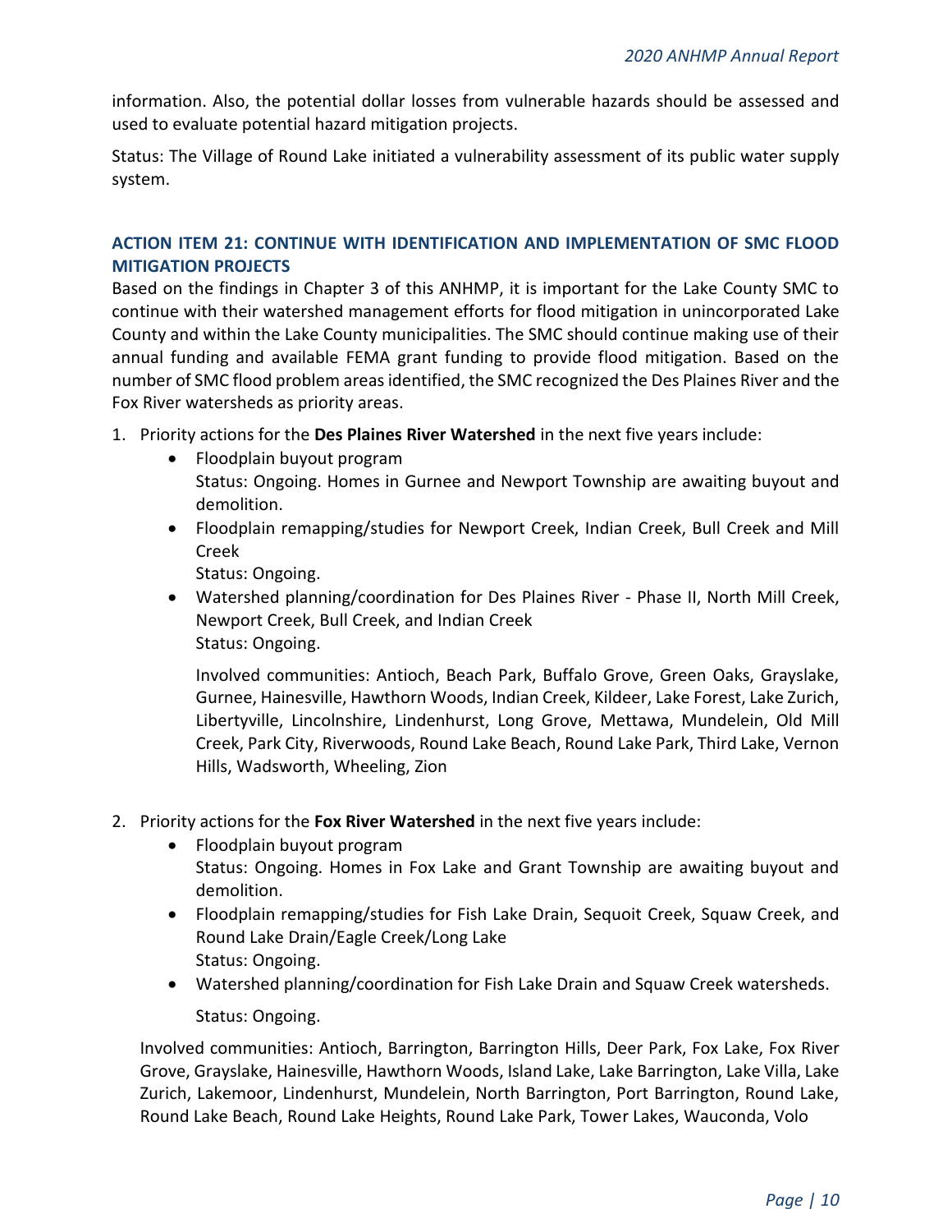information. Also, the potential dollar losses from vulnerable hazards should be assessed and used to evaluate potential hazard mitigation projects.

Status: The Village of Round Lake initiated a vulnerability assessment of its public water supply system.

### ACTION ITEM 21: CONTINUE WITH IDENTIFICATION AND IMPLEMENTATION OF SMC FLOOD MITIGATION PROJECTS

Based on the findings in Chapter 3 of this ANHMP, it is important for the Lake County SMC to continue with their watershed management efforts for flood mitigation in unincorporated Lake County and within the Lake County municipalities. The SMC should continue making use of their annual funding and available FEMA grant funding to provide flood mitigation. Based on the number of SMC flood problem areas identified, the SMC recognized the Des Plaines River and the Fox River watersheds as priority areas.

1. Priority actions for the **Des Plaines River Watershed** in the next five years include:
   - Floodplain buyout program
     Status: Ongoing. Homes in Gurnee and Newport Township are awaiting buyout and demolition.
   - Floodplain remapping/studies for Newport Creek, Indian Creek, Bull Creek and Mill Creek
     Status: Ongoing.
   - Watershed planning/coordination for Des Plaines River - Phase II, North Mill Creek, Newport Creek, Bull Creek, and Indian Creek
     Status: Ongoing.

     Involved communities: Antioch, Beach Park, Buffalo Grove, Green Oaks, Grayslake, Gurnee, Hainesville, Hawthorn Woods, Indian Creek, Kildeer, Lake Forest, Lake Zurich, Libertyville, Lincolnshire, Lindenhurst, Long Grove, Mettawa, Mundelein, Old Mill Creek, Park City, Riverwoods, Round Lake Beach, Round Lake Park, Third Lake, Vernon Hills, Wadsworth, Wheeling, Zion

2. Priority actions for the **Fox River Watershed** in the next five years include:
   - Floodplain buyout program
     Status: Ongoing. Homes in Fox Lake and Grant Township are awaiting buyout and demolition.
   - Floodplain remapping/studies for Fish Lake Drain, Sequoit Creek, Squaw Creek, and Round Lake Drain/Eagle Creek/Long Lake
     Status: Ongoing.
   - Watershed planning/coordination for Fish Lake Drain and Squaw Creek watersheds.

     Status: Ongoing.

   Involved communities: Antioch, Barrington, Barrington Hills, Deer Park, Fox Lake, Fox River Grove, Grayslake, Hainesville, Hawthorn Woods, Island Lake, Lake Barrington, Lake Villa, Lake Zurich, Lakemoor, Lindenhurst, Mundelein, North Barrington, Port Barrington, Round Lake, Round Lake Beach, Round Lake Heights, Round Lake Park, Tower Lakes, Wauconda, Volo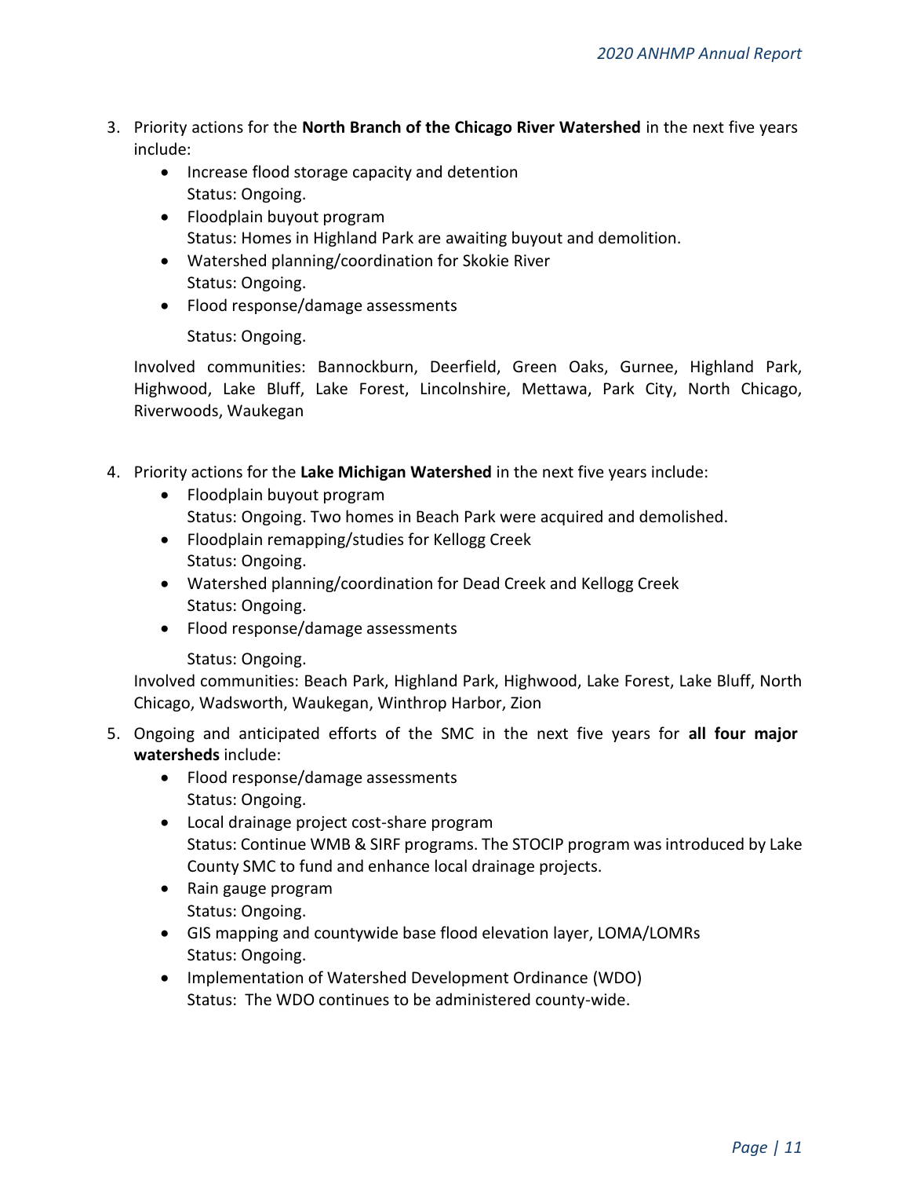3. Priority actions for the **North Branch of the Chicago River Watershed** in the next five years include:
   - Increase flood storage capacity and detention
     Status: Ongoing.
   - Floodplain buyout program
     Status: Homes in Highland Park are awaiting buyout and demolition.
   - Watershed planning/coordination for Skokie River
     Status: Ongoing.
   - Flood response/damage assessments
     Status: Ongoing.

   Involved communities: Bannockburn, Deerfield, Green Oaks, Gurnee, Highland Park, Highwood, Lake Bluff, Lake Forest, Lincolnshire, Mettawa, Park City, North Chicago, Riverwoods, Waukegan

4. Priority actions for the **Lake Michigan Watershed** in the next five years include:
   - Floodplain buyout program
     Status: Ongoing. Two homes in Beach Park were acquired and demolished.
   - Floodplain remapping/studies for Kellogg Creek
     Status: Ongoing.
   - Watershed planning/coordination for Dead Creek and Kellogg Creek
     Status: Ongoing.
   - Flood response/damage assessments
     Status: Ongoing.

   Involved communities: Beach Park, Highland Park, Highwood, Lake Forest, Lake Bluff, North Chicago, Wadsworth, Waukegan, Winthrop Harbor, Zion

5. Ongoing and anticipated efforts of the SMC in the next five years for **all four major watersheds** include:
   - Flood response/damage assessments
     Status: Ongoing.
   - Local drainage project cost-share program
     Status: Continue WMB & SIRF programs. The STOCIP program was introduced by Lake County SMC to fund and enhance local drainage projects.
   - Rain gauge program
     Status: Ongoing.
   - GIS mapping and countywide base flood elevation layer, LOMA/LOMRs
     Status: Ongoing.
   - Implementation of Watershed Development Ordinance (WDO)
     Status: The WDO continues to be administered county-wide.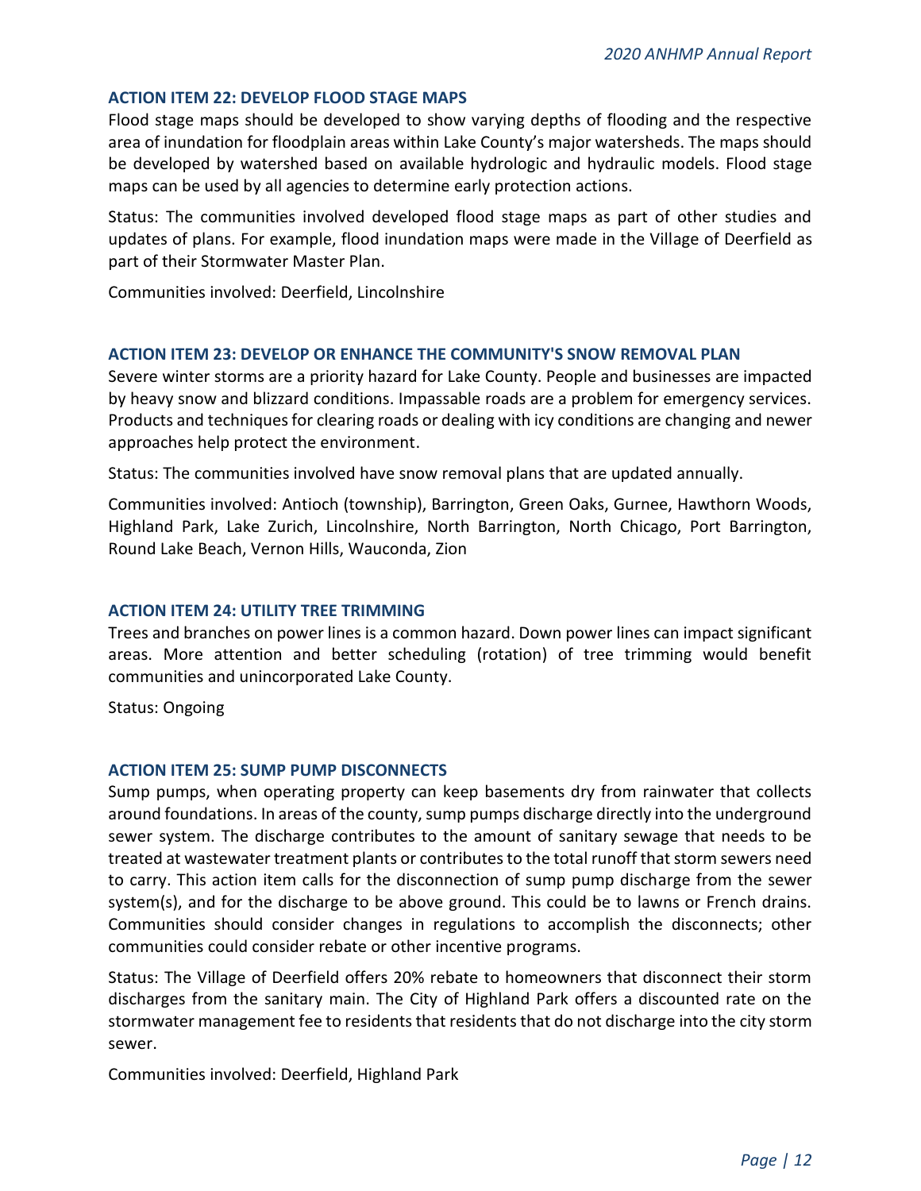### ACTION ITEM 22: DEVELOP FLOOD STAGE MAPS

Flood stage maps should be developed to show varying depths of flooding and the respective area of inundation for floodplain areas within Lake County's major watersheds. The maps should be developed by watershed based on available hydrologic and hydraulic models. Flood stage maps can be used by all agencies to determine early protection actions.

Status: The communities involved developed flood stage maps as part of other studies and updates of plans. For example, flood inundation maps were made in the Village of Deerfield as part of their Stormwater Master Plan.

Communities involved: Deerfield, Lincolnshire

### ACTION ITEM 23: DEVELOP OR ENHANCE THE COMMUNITY'S SNOW REMOVAL PLAN

Severe winter storms are a priority hazard for Lake County. People and businesses are impacted by heavy snow and blizzard conditions. Impassable roads are a problem for emergency services. Products and techniques for clearing roads or dealing with icy conditions are changing and newer approaches help protect the environment.

Status: The communities involved have snow removal plans that are updated annually.

Communities involved: Antioch (township), Barrington, Green Oaks, Gurnee, Hawthorn Woods, Highland Park, Lake Zurich, Lincolnshire, North Barrington, North Chicago, Port Barrington, Round Lake Beach, Vernon Hills, Wauconda, Zion

### ACTION ITEM 24: UTILITY TREE TRIMMING

Trees and branches on power lines is a common hazard. Down power lines can impact significant areas. More attention and better scheduling (rotation) of tree trimming would benefit communities and unincorporated Lake County.

Status: Ongoing

### ACTION ITEM 25: SUMP PUMP DISCONNECTS

Sump pumps, when operating property can keep basements dry from rainwater that collects around foundations. In areas of the county, sump pumps discharge directly into the underground sewer system. The discharge contributes to the amount of sanitary sewage that needs to be treated at wastewater treatment plants or contributes to the total runoff that storm sewers need to carry. This action item calls for the disconnection of sump pump discharge from the sewer system(s), and for the discharge to be above ground. This could be to lawns or French drains. Communities should consider changes in regulations to accomplish the disconnects; other communities could consider rebate or other incentive programs.

Status: The Village of Deerfield offers 20% rebate to homeowners that disconnect their storm discharges from the sanitary main. The City of Highland Park offers a discounted rate on the stormwater management fee to residents that residents that do not discharge into the city storm sewer.

Communities involved: Deerfield, Highland Park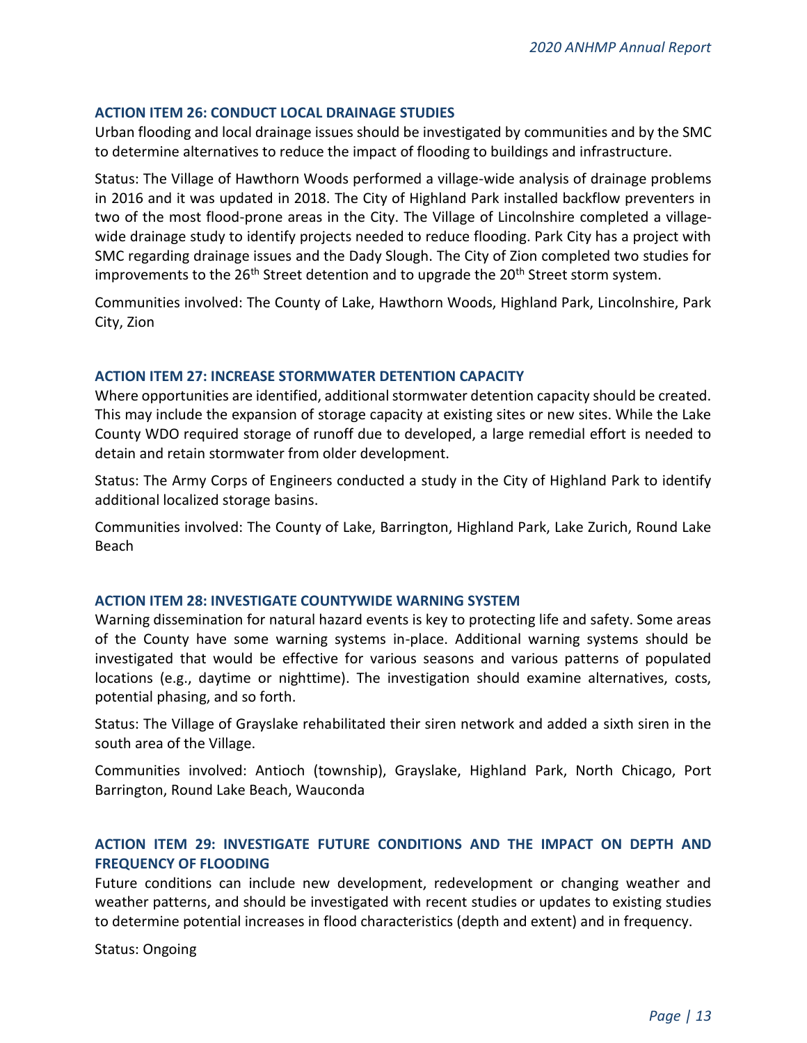### ACTION ITEM 26: CONDUCT LOCAL DRAINAGE STUDIES

Urban flooding and local drainage issues should be investigated by communities and by the SMC to determine alternatives to reduce the impact of flooding to buildings and infrastructure.

Status: The Village of Hawthorn Woods performed a village-wide analysis of drainage problems in 2016 and it was updated in 2018. The City of Highland Park installed backflow preventers in two of the most flood-prone areas in the City. The Village of Lincolnshire completed a village-wide drainage study to identify projects needed to reduce flooding. Park City has a project with SMC regarding drainage issues and the Dady Slough. The City of Zion completed two studies for improvements to the 26th Street detention and to upgrade the 20th Street storm system.

Communities involved: The County of Lake, Hawthorn Woods, Highland Park, Lincolnshire, Park City, Zion

### ACTION ITEM 27: INCREASE STORMWATER DETENTION CAPACITY

Where opportunities are identified, additional stormwater detention capacity should be created. This may include the expansion of storage capacity at existing sites or new sites. While the Lake County WDO required storage of runoff due to developed, a large remedial effort is needed to detain and retain stormwater from older development.

Status: The Army Corps of Engineers conducted a study in the City of Highland Park to identify additional localized storage basins.

Communities involved: The County of Lake, Barrington, Highland Park, Lake Zurich, Round Lake Beach

### ACTION ITEM 28: INVESTIGATE COUNTYWIDE WARNING SYSTEM

Warning dissemination for natural hazard events is key to protecting life and safety. Some areas of the County have some warning systems in-place. Additional warning systems should be investigated that would be effective for various seasons and various patterns of populated locations (e.g., daytime or nighttime). The investigation should examine alternatives, costs, potential phasing, and so forth.

Status: The Village of Grayslake rehabilitated their siren network and added a sixth siren in the south area of the Village.

Communities involved: Antioch (township), Grayslake, Highland Park, North Chicago, Port Barrington, Round Lake Beach, Wauconda

### ACTION ITEM 29: INVESTIGATE FUTURE CONDITIONS AND THE IMPACT ON DEPTH AND FREQUENCY OF FLOODING

Future conditions can include new development, redevelopment or changing weather and weather patterns, and should be investigated with recent studies or updates to existing studies to determine potential increases in flood characteristics (depth and extent) and in frequency.

Status: Ongoing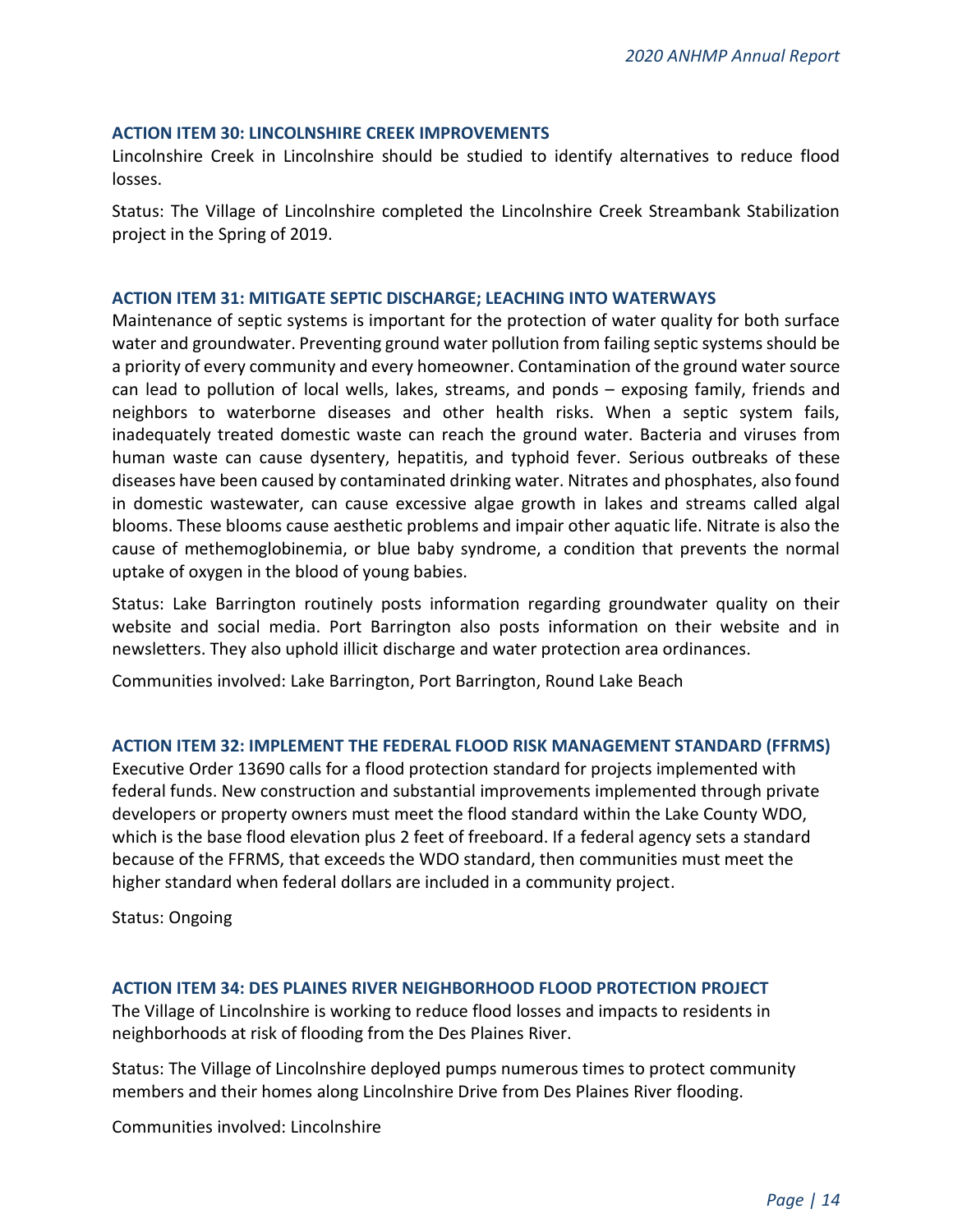### ACTION ITEM 30: LINCOLNSHIRE CREEK IMPROVEMENTS

Lincolnshire Creek in Lincolnshire should be studied to identify alternatives to reduce flood losses.

Status: The Village of Lincolnshire completed the Lincolnshire Creek Streambank Stabilization project in the Spring of 2019.

### ACTION ITEM 31: MITIGATE SEPTIC DISCHARGE; LEACHING INTO WATERWAYS

Maintenance of septic systems is important for the protection of water quality for both surface water and groundwater. Preventing ground water pollution from failing septic systems should be a priority of every community and every homeowner. Contamination of the ground water source can lead to pollution of local wells, lakes, streams, and ponds – exposing family, friends and neighbors to waterborne diseases and other health risks. When a septic system fails, inadequately treated domestic waste can reach the ground water. Bacteria and viruses from human waste can cause dysentery, hepatitis, and typhoid fever. Serious outbreaks of these diseases have been caused by contaminated drinking water. Nitrates and phosphates, also found in domestic wastewater, can cause excessive algae growth in lakes and streams called algal blooms. These blooms cause aesthetic problems and impair other aquatic life. Nitrate is also the cause of methemoglobinemia, or blue baby syndrome, a condition that prevents the normal uptake of oxygen in the blood of young babies.

Status: Lake Barrington routinely posts information regarding groundwater quality on their website and social media. Port Barrington also posts information on their website and in newsletters. They also uphold illicit discharge and water protection area ordinances.

Communities involved: Lake Barrington, Port Barrington, Round Lake Beach

### ACTION ITEM 32: IMPLEMENT THE FEDERAL FLOOD RISK MANAGEMENT STANDARD (FFRMS)

Executive Order 13690 calls for a flood protection standard for projects implemented with federal funds. New construction and substantial improvements implemented through private developers or property owners must meet the flood standard within the Lake County WDO, which is the base flood elevation plus 2 feet of freeboard. If a federal agency sets a standard because of the FFRMS, that exceeds the WDO standard, then communities must meet the higher standard when federal dollars are included in a community project.

Status: Ongoing

### ACTION ITEM 34: DES PLAINES RIVER NEIGHBORHOOD FLOOD PROTECTION PROJECT

The Village of Lincolnshire is working to reduce flood losses and impacts to residents in neighborhoods at risk of flooding from the Des Plaines River.

Status: The Village of Lincolnshire deployed pumps numerous times to protect community members and their homes along Lincolnshire Drive from Des Plaines River flooding.

Communities involved: Lincolnshire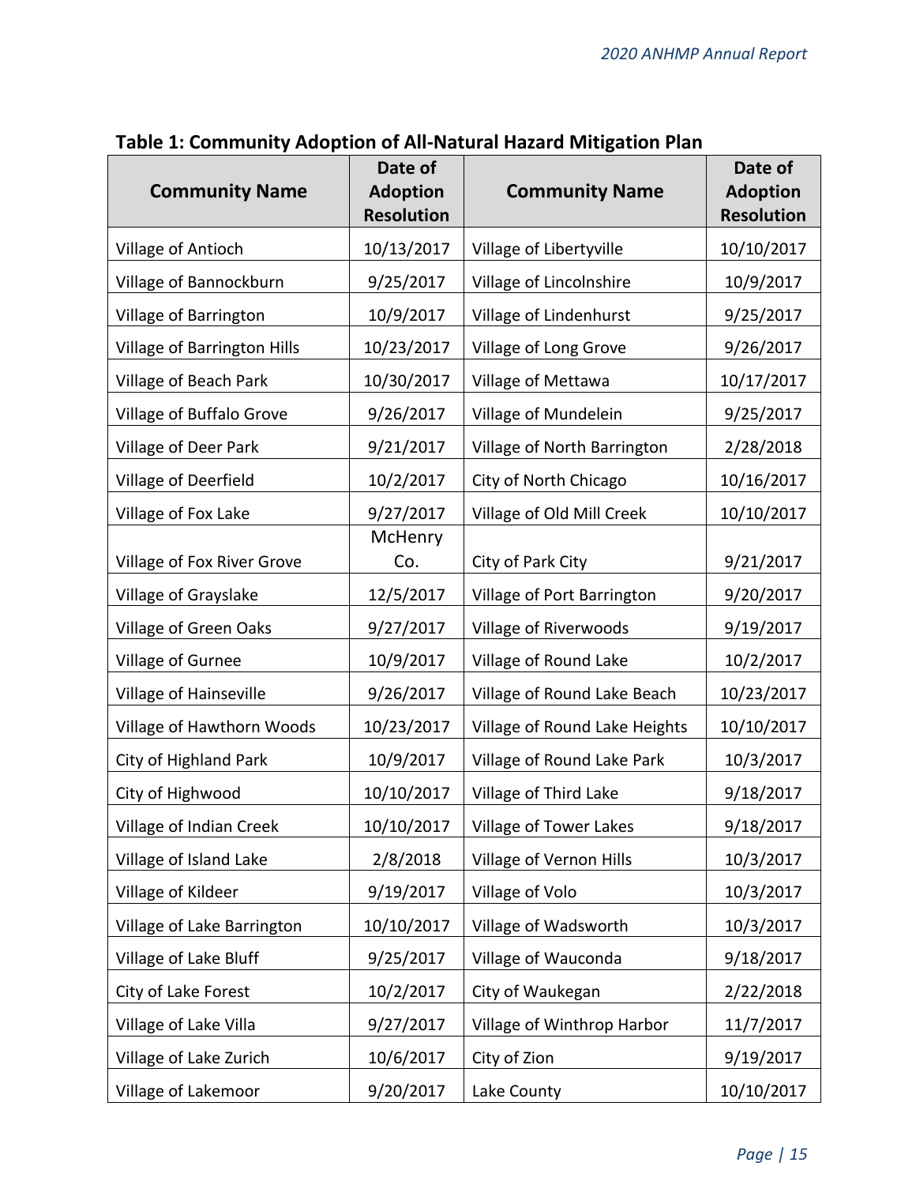**Table 1: Community Adoption of All-Natural Hazard Mitigation Plan**

| Community Name | Date of Adoption Resolution | Community Name | Date of Adoption Resolution |
|---|---|---|---|
| Village of Antioch | 10/13/2017 | Village of Libertyville | 10/10/2017 |
| Village of Bannockburn | 9/25/2017 | Village of Lincolnshire | 10/9/2017 |
| Village of Barrington | 10/9/2017 | Village of Lindenhurst | 9/25/2017 |
| Village of Barrington Hills | 10/23/2017 | Village of Long Grove | 9/26/2017 |
| Village of Beach Park | 10/30/2017 | Village of Mettawa | 10/17/2017 |
| Village of Buffalo Grove | 9/26/2017 | Village of Mundelein | 9/25/2017 |
| Village of Deer Park | 9/21/2017 | Village of North Barrington | 2/28/2018 |
| Village of Deerfield | 10/2/2017 | City of North Chicago | 10/16/2017 |
| Village of Fox Lake | 9/27/2017 | Village of Old Mill Creek | 10/10/2017 |
| Village of Fox River Grove | McHenry Co. | City of Park City | 9/21/2017 |
| Village of Grayslake | 12/5/2017 | Village of Port Barrington | 9/20/2017 |
| Village of Green Oaks | 9/27/2017 | Village of Riverwoods | 9/19/2017 |
| Village of Gurnee | 10/9/2017 | Village of Round Lake | 10/2/2017 |
| Village of Hainseville | 9/26/2017 | Village of Round Lake Beach | 10/23/2017 |
| Village of Hawthorn Woods | 10/23/2017 | Village of Round Lake Heights | 10/10/2017 |
| City of Highland Park | 10/9/2017 | Village of Round Lake Park | 10/3/2017 |
| City of Highwood | 10/10/2017 | Village of Third Lake | 9/18/2017 |
| Village of Indian Creek | 10/10/2017 | Village of Tower Lakes | 9/18/2017 |
| Village of Island Lake | 2/8/2018 | Village of Vernon Hills | 10/3/2017 |
| Village of Kildeer | 9/19/2017 | Village of Volo | 10/3/2017 |
| Village of Lake Barrington | 10/10/2017 | Village of Wadsworth | 10/3/2017 |
| Village of Lake Bluff | 9/25/2017 | Village of Wauconda | 9/18/2017 |
| City of Lake Forest | 10/2/2017 | City of Waukegan | 2/22/2018 |
| Village of Lake Villa | 9/27/2017 | Village of Winthrop Harbor | 11/7/2017 |
| Village of Lake Zurich | 10/6/2017 | City of Zion | 9/19/2017 |
| Village of Lakemoor | 9/20/2017 | Lake County | 10/10/2017 |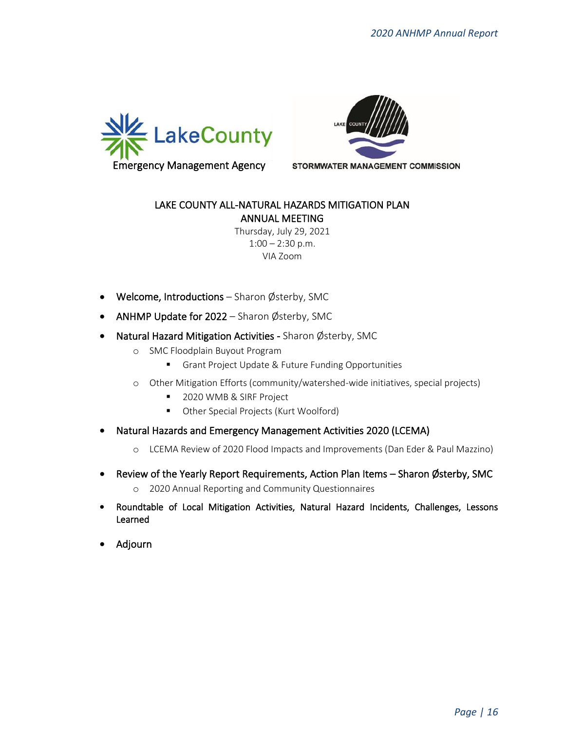LakeCounty

Emergency Management Agency

STORMWATER MANAGEMENT COMMISSION

# LAKE COUNTY ALL-NATURAL HAZARDS MITIGATION PLAN
# ANNUAL MEETING

Thursday, July 29, 2021
1:00 – 2:30 p.m.
VIA Zoom

- Welcome, Introductions – Sharon Østerby, SMC
- ANHMP Update for 2022 – Sharon Østerby, SMC
- Natural Hazard Mitigation Activities - Sharon Østerby, SMC
  - SMC Floodplain Buyout Program
    - Grant Project Update & Future Funding Opportunities
  - Other Mitigation Efforts (community/watershed-wide initiatives, special projects)
    - 2020 WMB & SIRF Project
    - Other Special Projects (Kurt Woolford)
- Natural Hazards and Emergency Management Activities 2020 (LCEMA)
  - LCEMA Review of 2020 Flood Impacts and Improvements (Dan Eder & Paul Mazzino)
- Review of the Yearly Report Requirements, Action Plan Items – Sharon Østerby, SMC
  - 2020 Annual Reporting and Community Questionnaires
- Roundtable of Local Mitigation Activities, Natural Hazard Incidents, Challenges, Lessons Learned
- Adjourn